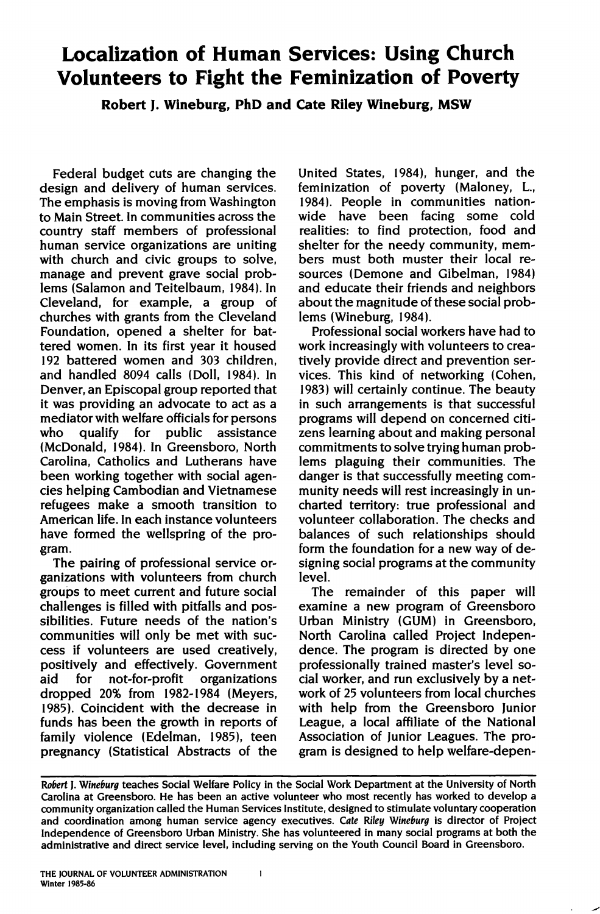# Localization of Human Services: Using Church Volunteers to Fight the Feminization of Poverty

**Robert J. Wineburg, PhD and Cate Riley Wineburg, MSW**

Federal budget cuts are changing the design and delivery of human services. The emphasis is moving from Washington to Main Street. In communities across the country staff members of professional human service organizations are uniting with church and civic groups to solve, manage and prevent grave social problems (Salamon and Teitelbaum, 1984). In Cleveland, for example, a group of churches with grants from the Cleveland Foundation, opened a shelter for battered women. In its first year it housed 192 battered women and 303 children, and handled 8094 calls (Doll, 1984). In Denver, an Episcopal group reported that it was providing an advocate to act as a mediator with welfare officials for persons who qualify for public assistance (McDonald, 1984). In Greensboro, North Carolina, Catholics and Lutherans have been working together with social agencies helping Cambodian and Vietnamese refugees make a smooth transition to American life. In each instance volunteers have formed the wellspring of the program.

The pairing of professional service organizations with volunteers from church groups to meet current and future social challenges is filled with pitfalls and possibilities. Future needs of the nation's communities will only be met with success if volunteers are used creatively, positively and effectively. Government aid for not-for-profit organizations dropped 20% from 1982-1984 (Meyers, 1985). Coincident with the decrease in funds has been the growth in reports of family violence (Edelman, 1985), teen pregnancy (Statistical Abstracts of the United States, 1984), hunger, and the feminization of poverty (Maloney, L., 1984). People in communities nationwide have been facing some cold realities: to find protection, food and shelter for the needy community, members must both muster their local resources (Demone and Gibelman, 1984) and educate their friends and neighbors about the magnitude of these social problems (Wineburg, 1984).

Professional social workers have had to work increasingly with volunteers to creatively provide direct and prevention services. This kind of networking (Cohen, 1983) will certainly continue. The beauty in such arrangements is that successful programs will depend on concerned citizens learning about and making personal commitments to solve trying human problems plaguing their communities. The danger is that successfully meeting community needs will rest increasingly in uncharted territory: true professional and volunteer collaboration. The checks and balances of such relationships should form the foundation for a new way of designing social programs at the community level.

The remainder of this paper will examine a new program of Greensboro Urban Ministry (GUM) in Greensboro, North Carolina called Project Independence. The program is directed by one professionally trained master's level social worker, and run exclusively by a network of 25 volunteers from local churches with help from the Greensboro Junior League, a local affiliate of the National Association of Junior Leagues. The program is designed to help welfare-depen-

---

*Robert J. Wineburg* teaches Social Welfare Policy in the Social Work Department at the University of North Carolina at Greensboro. He has been an active volunteer who most recently has worked to develop a community organization called the Human Services Institute, designed to stimulate voluntary cooperation and coordination among human service agency executives. *Cate Riley Wineburg* is director of Project Independence of Greensboro Urban Ministry. She has volunteered in many social programs at both the administrative and direct service level, including serving on the Youth Council Board in Greensboro.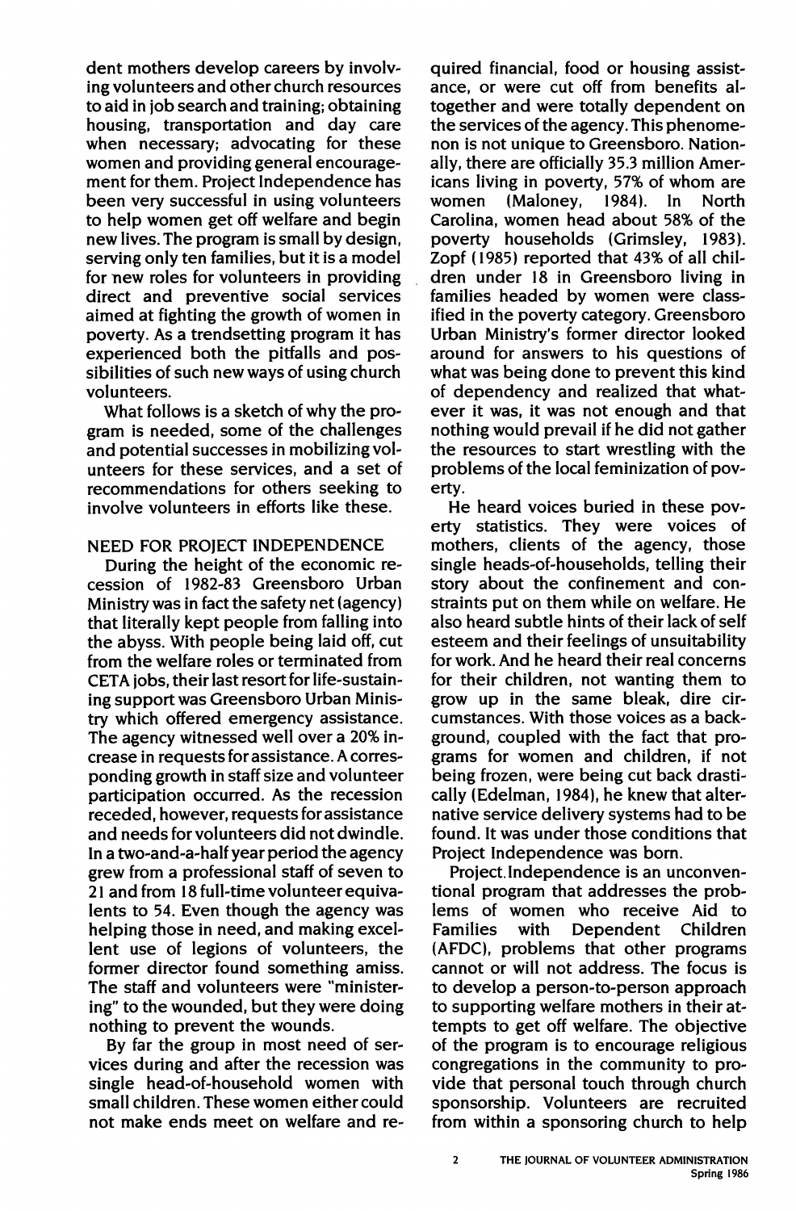dent mothers develop careers by involving volunteers and other church resources to aid in job search and training; obtaining housing, transportation and day care when necessary; advocating for these women and providing general encouragement for them. Project Independence has been very successful in using volunteers to help women get off welfare and begin new lives. The program is small by design, serving only ten families, but it is a model for new roles for volunteers in providing direct and preventive social services aimed at fighting the growth of women in poverty. As a trendsetting program it has experienced both the pitfalls and possibilities of such new ways of using church volunteers.

What follows is a sketch of why the program is needed, some of the challenges and potential successes in mobilizing volunteers for these services, and a set of recommendations for others seeking to involve volunteers in efforts like these.

## NEED FOR PROJECT INDEPENDENCE

During the height of the economic recession of 1982-83 Greensboro Urban Ministry was in fact the safety net (agency) that literally kept people from falling into the abyss. With people being laid off, cut from the welfare roles or terminated from CETA jobs, their last resort for life-sustaining support was Greensboro Urban Ministry which offered emergency assistance. The agency witnessed well over a 20% increase in requests for assistance. A corresponding growth in staff size and volunteer participation occurred. As the recession receded, however, requests for assistance and needs for volunteers did not dwindle. In a two-and-a-half year period the agency grew from a professional staff of seven to 21 and from 18 full-time volunteer equivalents to 54. Even though the agency was helping those in need, and making excellent use of legions of volunteers, the former director found something amiss. The staff and volunteers were "ministering" to the wounded, but they were doing nothing to prevent the wounds.

By far the group in most need of services during and after the recession was single head-of-household women with small children. These women either could not make ends meet on welfare and required financial, food or housing assistance, or were cut off from benefits altogether and were totally dependent on the services of the agency. This phenomenon is not unique to Greensboro. Nationally, there are officially 35.3 million Americans living in poverty, 57% of whom are women (Maloney, 1984). In North Carolina, women head about 58% of the poverty households (Grimsley, 1983). Zopf (1985) reported that 43% of all children under 18 in Greensboro living in families headed by women were classified in the poverty category. Greensboro Urban Ministry's former director looked around for answers to his questions of what was being done to prevent this kind of dependency and realized that whatever it was, it was not enough and that nothing would prevail if he did not gather the resources to start wrestling with the problems of the local feminization of poverty.

He heard voices buried in these poverty statistics. They were voices of mothers, clients of the agency, those single heads-of-households, telling their story about the confinement and constraints put on them while on welfare. He also heard subtle hints of their lack of self esteem and their feelings of unsuitability for work. And he heard their real concerns for their children, not wanting them to grow up in the same bleak, dire circumstances. With those voices as a background, coupled with the fact that programs for women and children, if not being frozen, were being cut back drastically (Edelman, 1984), he knew that alternative service delivery systems had to be found. It was under those conditions that Project Independence was born.

Project Independence is an unconventional program that addresses the problems of women who receive Aid to Families with Dependent Children (AFDC), problems that other programs cannot or will not address. The focus is to develop a person-to-person approach to supporting welfare mothers in their attempts to get off welfare. The objective of the program is to encourage religious congregations in the community to provide that personal touch through church sponsorship. Volunteers are recruited from within a sponsoring church to help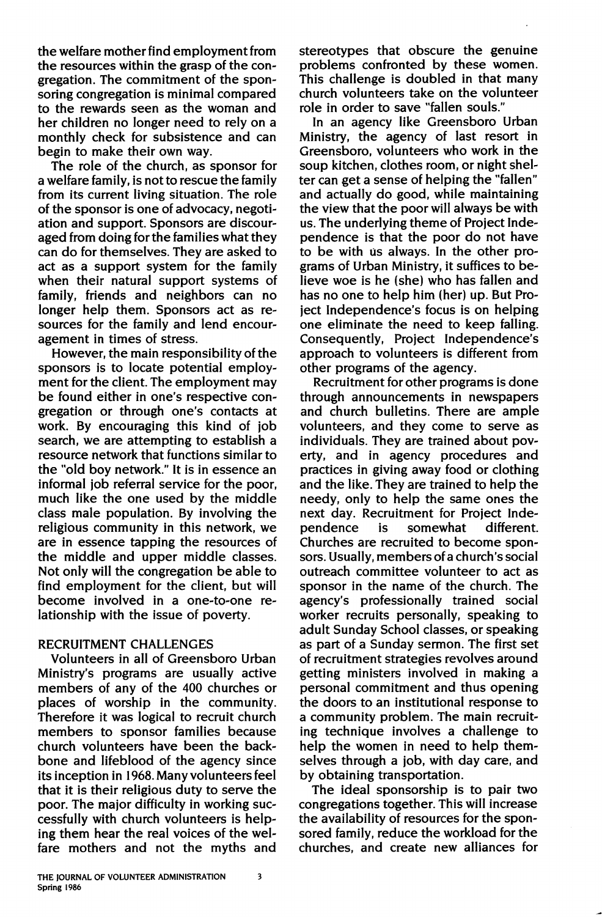the welfare mother find employment from the resources within the grasp of the congregation. The commitment of the sponsoring congregation is minimal compared to the rewards seen as the woman and her children no longer need to rely on a monthly check for subsistence and can begin to make their own way.

The role of the church, as sponsor for a welfare family, is not to rescue the family from its current living situation. The role of the sponsor is one of advocacy, negotiation and support. Sponsors are discouraged from doing for the families what they can do for themselves. They are asked to act as a support system for the family when their natural support systems of family, friends and neighbors can no longer help them. Sponsors act as resources for the family and lend encouragement in times of stress.

However, the main responsibility of the sponsors is to locate potential employment for the client. The employment may be found either in one's respective congregation or through one's contacts at work. By encouraging this kind of job search, we are attempting to establish a resource network that functions similar to the "old boy network." It is in essence an informal job referral service for the poor, much like the one used by the middle class male population. By involving the religious community in this network, we are in essence tapping the resources of the middle and upper middle classes. Not only will the congregation be able to find employment for the client, but will become involved in a one-to-one relationship with the issue of poverty.

## RECRUITMENT CHALLENGES

Volunteers in all of Greensboro Urban Ministry's programs are usually active members of any of the 400 churches or places of worship in the community. Therefore it was logical to recruit church members to sponsor families because church volunteers have been the backbone and lifeblood of the agency since its inception in 1968. Many volunteers feel that it is their religious duty to serve the poor. The major difficulty in working successfully with church volunteers is helping them hear the real voices of the welfare mothers and not the myths and stereotypes that obscure the genuine problems confronted by these women. This challenge is doubled in that many church volunteers take on the volunteer role in order to save "fallen souls."

In an agency like Greensboro Urban Ministry, the agency of last resort in Greensboro, volunteers who work in the soup kitchen, clothes room, or night shelter can get a sense of helping the "fallen" and actually do good, while maintaining the view that the poor will always be with us. The underlying theme of Project Independence is that the poor do not have to be with us always. In the other programs of Urban Ministry, it suffices to believe woe is he (she) who has fallen and has no one to help him (her) up. But Project Independence's focus is on helping one eliminate the need to keep falling. Consequently, Project Independence's approach to volunteers is different from other programs of the agency.

Recruitment for other programs is done through announcements in newspapers and church bulletins. There are ample volunteers, and they come to serve as individuals. They are trained about poverty, and in agency procedures and practices in giving away food or clothing and the like. They are trained to help the needy, only to help the same ones the next day. Recruitment for Project Independence is somewhat different. Churches are recruited to become sponsors. Usually, members of a church's social outreach committee volunteer to act as sponsor in the name of the church. The agency's professionally trained social worker recruits personally, speaking to adult Sunday School classes, or speaking as part of a Sunday sermon. The first set of recruitment strategies revolves around getting ministers involved in making a personal commitment and thus opening the doors to an institutional response to a community problem. The main recruiting technique involves a challenge to help the women in need to help themselves through a job, with day care, and by obtaining transportation.

The ideal sponsorship is to pair two congregations together. This will increase the availability of resources for the sponsored family, reduce the workload for the churches, and create new alliances for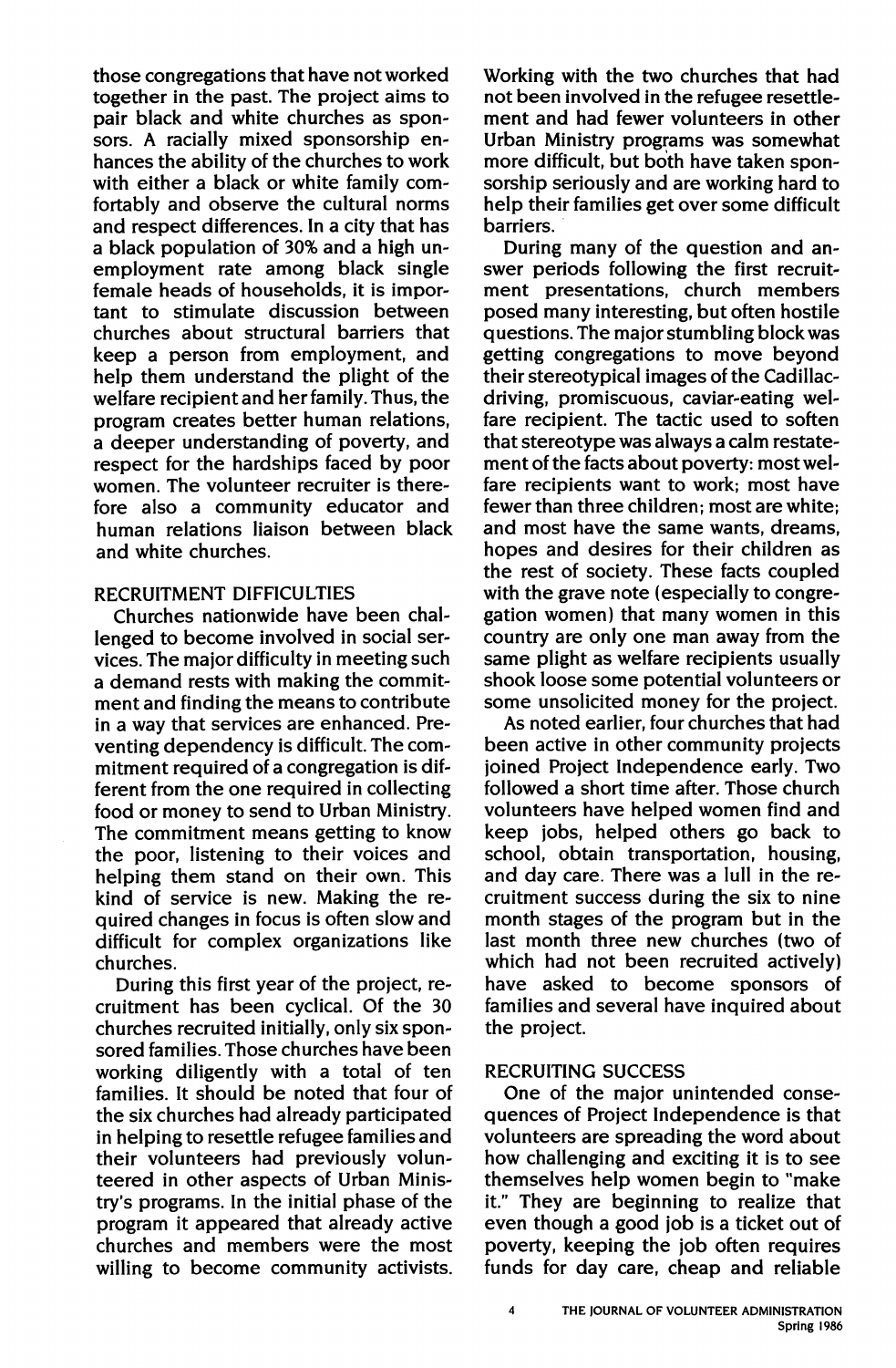those congregations that have not worked together in the past. The project aims to pair black and white churches as sponsors. A racially mixed sponsorship enhances the ability of the churches to work with either a black or white family comfortably and observe the cultural norms and respect differences. In a city that has a black population of 30% and a high unemployment rate among black single female heads of households, it is important to stimulate discussion between churches about structural barriers that keep a person from employment, and help them understand the plight of the welfare recipient and her family. Thus, the program creates better human relations, a deeper understanding of poverty, and respect for the hardships faced by poor women. The volunteer recruiter is therefore also a community educator and human relations liaison between black and white churches.

## RECRUITMENT DIFFICULTIES

Churches nationwide have been challenged to become involved in social services. The major difficulty in meeting such a demand rests with making the commitment and finding the means to contribute in a way that services are enhanced. Preventing dependency is difficult. The commitment required of a congregation is different from the one required in collecting food or money to send to Urban Ministry. The commitment means getting to know the poor, listening to their voices and helping them stand on their own. This kind of service is new. Making the required changes in focus is often slow and difficult for complex organizations like churches.

During this first year of the project, recruitment has been cyclical. Of the 30 churches recruited initially, only six sponsored families. Those churches have been working diligently with a total of ten families. It should be noted that four of the six churches had already participated in helping to resettle refugee families and their volunteers had previously volunteered in other aspects of Urban Ministry's programs. In the initial phase of the program it appeared that already active churches and members were the most willing to become community activists. Working with the two churches that had not been involved in the refugee resettlement and had fewer volunteers in other Urban Ministry programs was somewhat more difficult, but both have taken sponsorship seriously and are working hard to help their families get over some difficult barriers.

During many of the question and answer periods following the first recruitment presentations, church members posed many interesting, but often hostile questions. The major stumbling block was getting congregations to move beyond their stereotypical images of the Cadillac-driving, promiscuous, caviar-eating welfare recipient. The tactic used to soften that stereotype was always a calm restatement of the facts about poverty: most welfare recipients want to work; most have fewer than three children; most are white; and most have the same wants, dreams, hopes and desires for their children as the rest of society. These facts coupled with the grave note (especially to congregation women) that many women in this country are only one man away from the same plight as welfare recipients usually shook loose some potential volunteers or some unsolicited money for the project.

As noted earlier, four churches that had been active in other community projects joined Project Independence early. Two followed a short time after. Those church volunteers have helped women find and keep jobs, helped others go back to school, obtain transportation, housing, and day care. There was a lull in the recruitment success during the six to nine month stages of the program but in the last month three new churches (two of which had not been recruited actively) have asked to become sponsors of families and several have inquired about the project.

## RECRUITING SUCCESS

One of the major unintended consequences of Project Independence is that volunteers are spreading the word about how challenging and exciting it is to see themselves help women begin to "make it." They are beginning to realize that even though a good job is a ticket out of poverty, keeping the job often requires funds for day care, cheap and reliable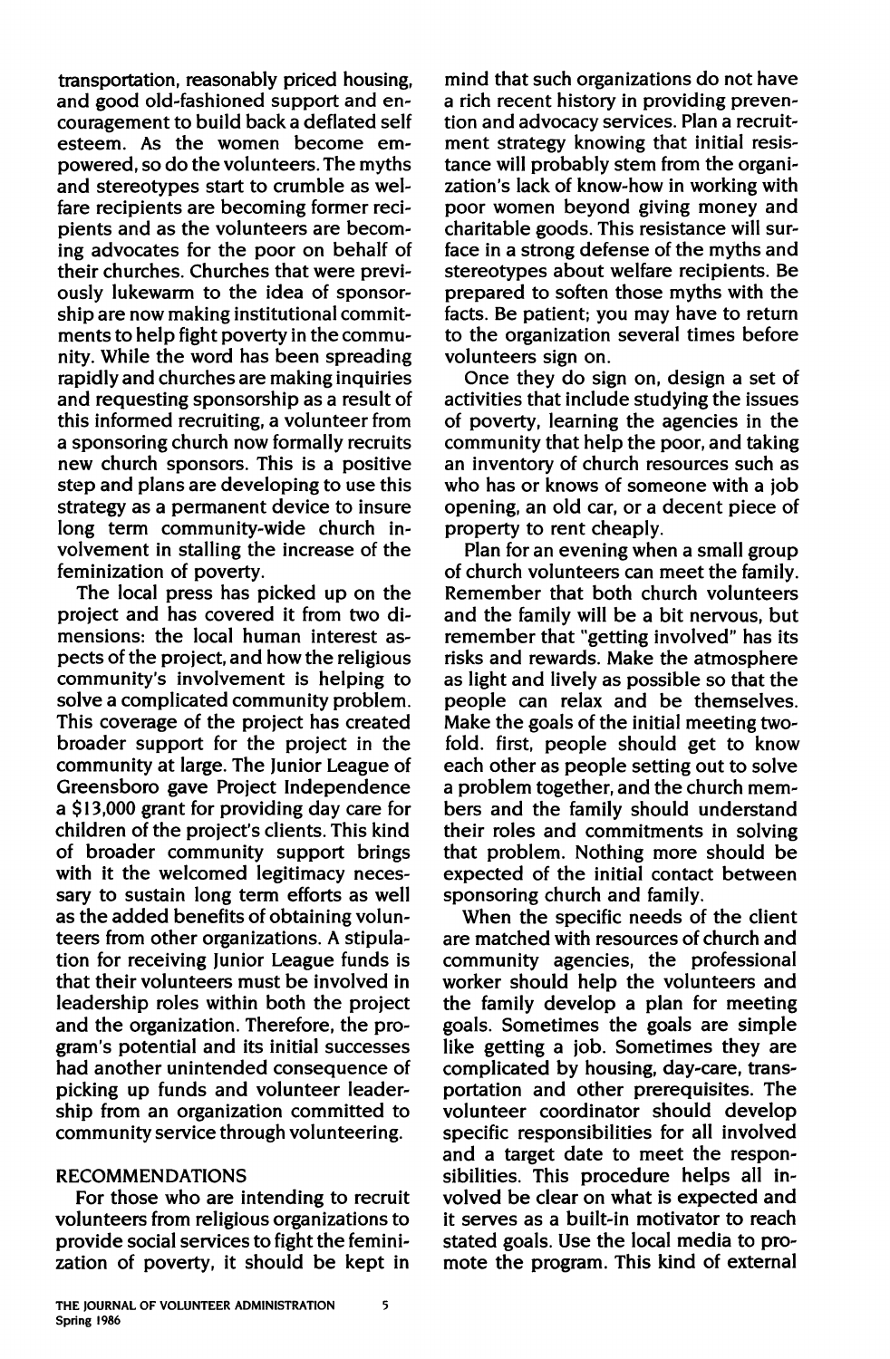transportation, reasonably priced housing, and good old-fashioned support and encouragement to build back a deflated self esteem. As the women become empowered, so do the volunteers. The myths and stereotypes start to crumble as welfare recipients are becoming former recipients and as the volunteers are becoming advocates for the poor on behalf of their churches. Churches that were previously lukewarm to the idea of sponsorship are now making institutional commitments to help fight poverty in the community. While the word has been spreading rapidly and churches are making inquiries and requesting sponsorship as a result of this informed recruiting, a volunteer from a sponsoring church now formally recruits new church sponsors. This is a positive step and plans are developing to use this strategy as a permanent device to insure long term community-wide church involvement in stalling the increase of the feminization of poverty.

The local press has picked up on the project and has covered it from two dimensions: the local human interest aspects of the project, and how the religious community's involvement is helping to solve a complicated community problem. This coverage of the project has created broader support for the project in the community at large. The Junior League of Greensboro gave Project Independence a $13,000 grant for providing day care for children of the project's clients. This kind of broader community support brings with it the welcomed legitimacy necessary to sustain long term efforts as well as the added benefits of obtaining volunteers from other organizations. A stipulation for receiving Junior League funds is that their volunteers must be involved in leadership roles within both the project and the organization. Therefore, the program's potential and its initial successes had another unintended consequence of picking up funds and volunteer leadership from an organization committed to community service through volunteering.

## RECOMMENDATIONS

For those who are intending to recruit volunteers from religious organizations to provide social services to fight the feminization of poverty, it should be kept in mind that such organizations do not have a rich recent history in providing prevention and advocacy services. Plan a recruitment strategy knowing that initial resistance will probably stem from the organization's lack of know-how in working with poor women beyond giving money and charitable goods. This resistance will surface in a strong defense of the myths and stereotypes about welfare recipients. Be prepared to soften those myths with the facts. Be patient; you may have to return to the organization several times before volunteers sign on.

Once they do sign on, design a set of activities that include studying the issues of poverty, learning the agencies in the community that help the poor, and taking an inventory of church resources such as who has or knows of someone with a job opening, an old car, or a decent piece of property to rent cheaply.

Plan for an evening when a small group of church volunteers can meet the family. Remember that both church volunteers and the family will be a bit nervous, but remember that "getting involved" has its risks and rewards. Make the atmosphere as light and lively as possible so that the people can relax and be themselves. Make the goals of the initial meeting twofold. first, people should get to know each other as people setting out to solve a problem together, and the church members and the family should understand their roles and commitments in solving that problem. Nothing more should be expected of the initial contact between sponsoring church and family.

When the specific needs of the client are matched with resources of church and community agencies, the professional worker should help the volunteers and the family develop a plan for meeting goals. Sometimes the goals are simple like getting a job. Sometimes they are complicated by housing, day-care, transportation and other prerequisites. The volunteer coordinator should develop specific responsibilities for all involved and a target date to meet the responsibilities. This procedure helps all involved be clear on what is expected and it serves as a built-in motivator to reach stated goals. Use the local media to promote the program. This kind of external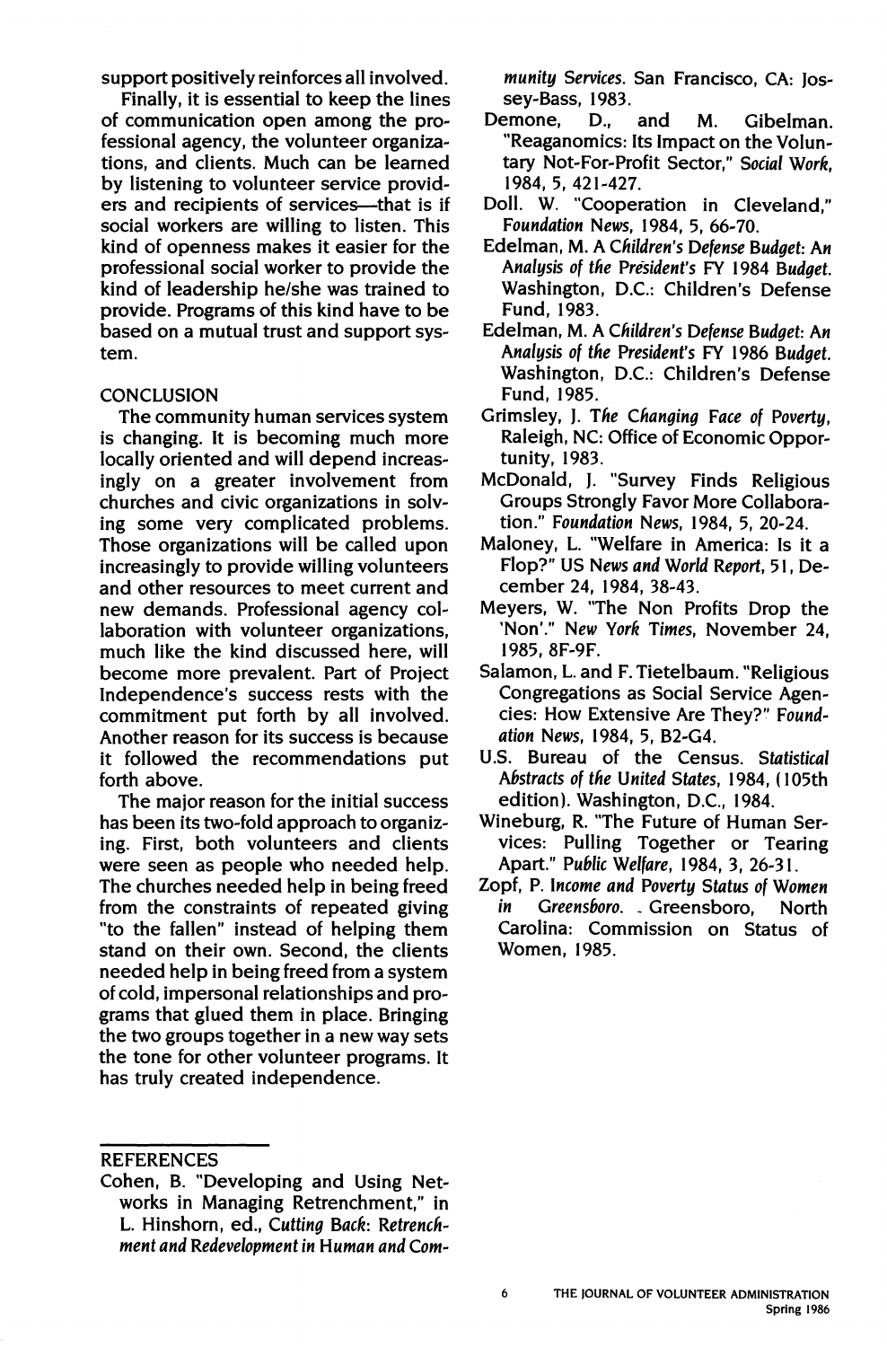support positively reinforces all involved.

Finally, it is essential to keep the lines of communication open among the professional agency, the volunteer organizations, and clients. Much can be learned by listening to volunteer service providers and recipients of services—that is if social workers are willing to listen. This kind of openness makes it easier for the professional social worker to provide the kind of leadership he/she was trained to provide. Programs of this kind have to be based on a mutual trust and support system.

## CONCLUSION

The community human services system is changing. It is becoming much more locally oriented and will depend increasingly on a greater involvement from churches and civic organizations in solving some very complicated problems. Those organizations will be called upon increasingly to provide willing volunteers and other resources to meet current and new demands. Professional agency collaboration with volunteer organizations, much like the kind discussed here, will become more prevalent. Part of Project Independence's success rests with the commitment put forth by all involved. Another reason for its success is because it followed the recommendations put forth above.

The major reason for the initial success has been its two-fold approach to organizing. First, both volunteers and clients were seen as people who needed help. The churches needed help in being freed from the constraints of repeated giving "to the fallen" instead of helping them stand on their own. Second, the clients needed help in being freed from a system of cold, impersonal relationships and programs that glued them in place. Bringing the two groups together in a new way sets the tone for other volunteer programs. It has truly created independence.

## REFERENCES

Cohen, B. "Developing and Using Networks in Managing Retrenchment," in L. Hinshorn, ed., *Cutting Back: Retrenchment and Redevelopment in Human and Community Services*. San Francisco, CA: Jossey-Bass, 1983.

Demone, D., and M. Gibelman. "Reaganomics: Its Impact on the Voluntary Not-For-Profit Sector," *Social Work*, 1984, 5, 421-427.

Doll. W. "Cooperation in Cleveland," *Foundation News*, 1984, 5, 66-70.

Edelman, M. *A Children's Defense Budget: An Analysis of the President's FY 1984 Budget*. Washington, D.C.: Children's Defense Fund, 1983.

Edelman, M. *A Children's Defense Budget: An Analysis of the President's FY 1986 Budget*. Washington, D.C.: Children's Defense Fund, 1985.

Grimsley, J. *The Changing Face of Poverty*, Raleigh, NC: Office of Economic Opportunity, 1983.

McDonald, J. "Survey Finds Religious Groups Strongly Favor More Collaboration." *Foundation News*, 1984, 5, 20-24.

Maloney, L. "Welfare in America: Is it a Flop?" *US News and World Report*, 51, December 24, 1984, 38-43.

Meyers, W. "The Non Profits Drop the 'Non'." *New York Times*, November 24, 1985, 8F-9F.

Salamon, L. and F. Tietelbaum. "Religious Congregations as Social Service Agencies: How Extensive Are They?" *Foundation News*, 1984, 5, B2-G4.

U.S. Bureau of the Census. *Statistical Abstracts of the United States*, 1984, (105th edition). Washington, D.C., 1984.

Wineburg, R. "The Future of Human Services: Pulling Together or Tearing Apart." *Public Welfare*, 1984, 3, 26-31.

Zopf, P. *Income and Poverty Status of Women in Greensboro*. Greensboro, North Carolina: Commission on Status of Women, 1985.